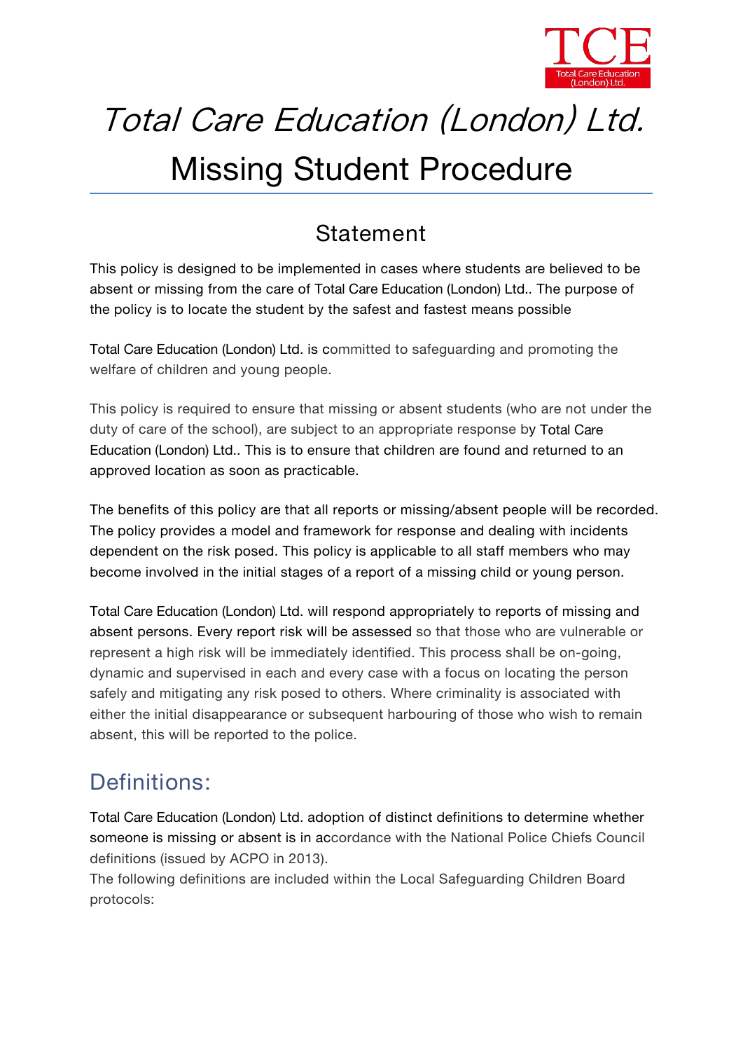# *Total Care Education (London) Ltd.*

# Missing Student Procedure

## Statement

This policy is designed to be implemented in cases where students are believed to be absent or missing from the care of Total Care Education (London) Ltd.. The purpose of the policy is to locate the student by the safest and fastest means possible

Total Care Education (London) Ltd. is committed to safeguarding and promoting the welfare of children and young people.

This policy is required to ensure that missing or absent students (who are not under the duty of care of the school), are subject to an appropriate response by Total Care Education (London) Ltd.. This is to ensure that children are found and returned to an approved location as soon as practicable.

The benefits of this policy are that all reports or missing/absent people will be recorded. The policy provides a model and framework for response and dealing with incidents dependent on the risk posed. This policy is applicable to all staff members who may become involved in the initial stages of a report of a missing child or young person.

Total Care Education (London) Ltd. will respond appropriately to reports of missing and absent persons. Every report risk will be assessed so that those who are vulnerable or represent a high risk will be immediately identified. This process shall be on-going, dynamic and supervised in each and every case with a focus on locating the person safely and mitigating any risk posed to others. Where criminality is associated with either the initial disappearance or subsequent harbouring of those who wish to remain absent, this will be reported to the police.

## Definitions:

Total Care Education (London) Ltd. adoption of distinct definitions to determine whether someone is missing or absent is in accordance with the National Police Chiefs Council definitions (issued by ACPO in 2013).
The following definitions are included within the Local Safeguarding Children Board protocols: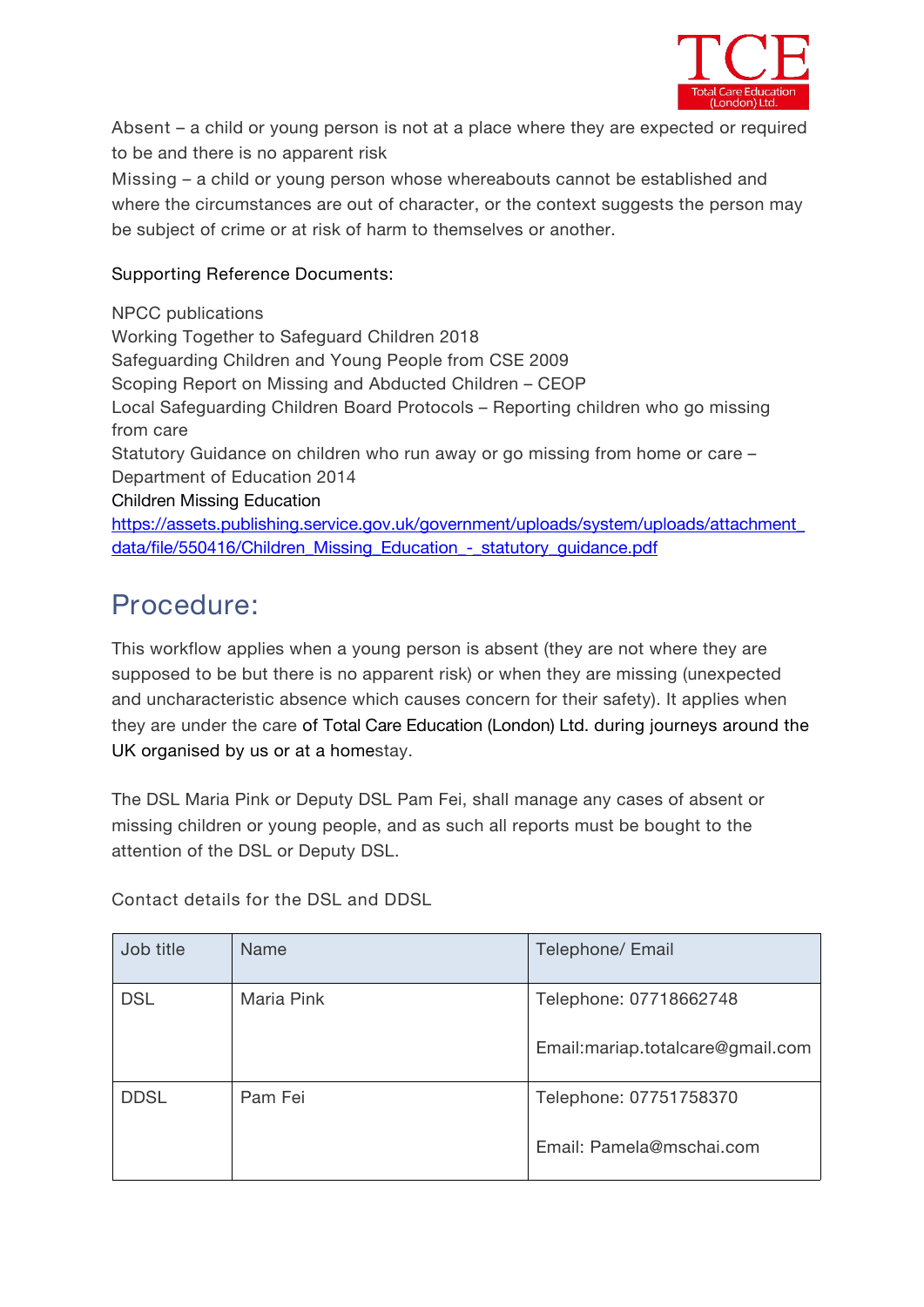Absent – a child or young person is not at a place where they are expected or required to be and there is no apparent risk

Missing – a child or young person whose whereabouts cannot be established and where the circumstances are out of character, or the context suggests the person may be subject of crime or at risk of harm to themselves or another.

Supporting Reference Documents:

NPCC publications
Working Together to Safeguard Children 2018
Safeguarding Children and Young People from CSE 2009
Scoping Report on Missing and Abducted Children – CEOP
Local Safeguarding Children Board Protocols – Reporting children who go missing from care
Statutory Guidance on children who run away or go missing from home or care – Department of Education 2014
Children Missing Education
https://assets.publishing.service.gov.uk/government/uploads/system/uploads/attachment_data/file/550416/Children_Missing_Education_-_statutory_guidance.pdf

## Procedure:

This workflow applies when a young person is absent (they are not where they are supposed to be but there is no apparent risk) or when they are missing (unexpected and uncharacteristic absence which causes concern for their safety). It applies when they are under the care of Total Care Education (London) Ltd. during journeys around the UK organised by us or at a homestay.

The DSL Maria Pink or Deputy DSL Pam Fei, shall manage any cases of absent or missing children or young people, and as such all reports must be bought to the attention of the DSL or Deputy DSL.

Contact details for the DSL and DDSL

| Job title | Name | Telephone/ Email |
|---|---|---|
| DSL | Maria Pink | Telephone: 07718662748<br><br>Email:mariap.totalcare@gmail.com |
| DDSL | Pam Fei | Telephone: 07751758370<br><br>Email: Pamela@mschai.com |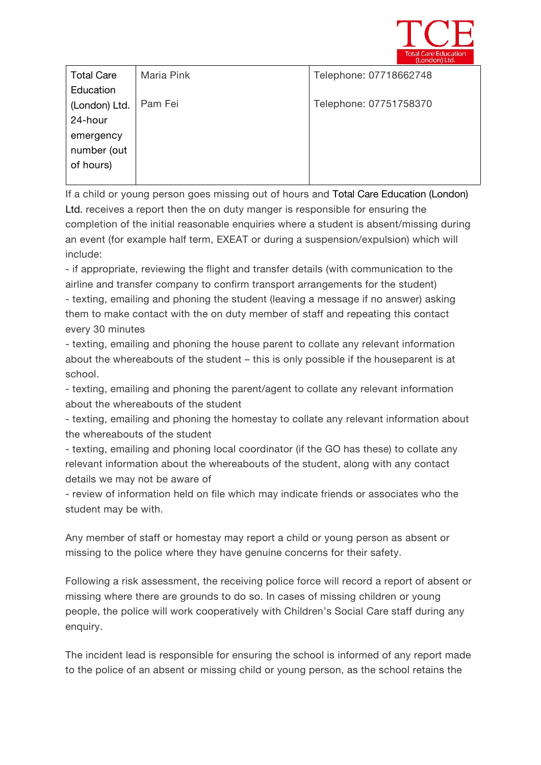| Total Care Education (London) Ltd. 24-hour emergency number (out of hours) | Maria Pink<br><br>Pam Fei | Telephone: 07718662748<br><br>Telephone: 07751758370 |
|---|---|---|

If a child or young person goes missing out of hours and Total Care Education (London) Ltd. receives a report then the on duty manger is responsible for ensuring the completion of the initial reasonable enquiries where a student is absent/missing during an event (for example half term, EXEAT or during a suspension/expulsion) which will include:

- if appropriate, reviewing the flight and transfer details (with communication to the airline and transfer company to confirm transport arrangements for the student)
- texting, emailing and phoning the student (leaving a message if no answer) asking them to make contact with the on duty member of staff and repeating this contact every 30 minutes
- texting, emailing and phoning the house parent to collate any relevant information about the whereabouts of the student – this is only possible if the houseparent is at school.
- texting, emailing and phoning the parent/agent to collate any relevant information about the whereabouts of the student
- texting, emailing and phoning the homestay to collate any relevant information about the whereabouts of the student
- texting, emailing and phoning local coordinator (if the GO has these) to collate any relevant information about the whereabouts of the student, along with any contact details we may not be aware of
- review of information held on file which may indicate friends or associates who the student may be with.

Any member of staff or homestay may report a child or young person as absent or missing to the police where they have genuine concerns for their safety.

Following a risk assessment, the receiving police force will record a report of absent or missing where there are grounds to do so. In cases of missing children or young people, the police will work cooperatively with Children's Social Care staff during any enquiry.

The incident lead is responsible for ensuring the school is informed of any report made to the police of an absent or missing child or young person, as the school retains the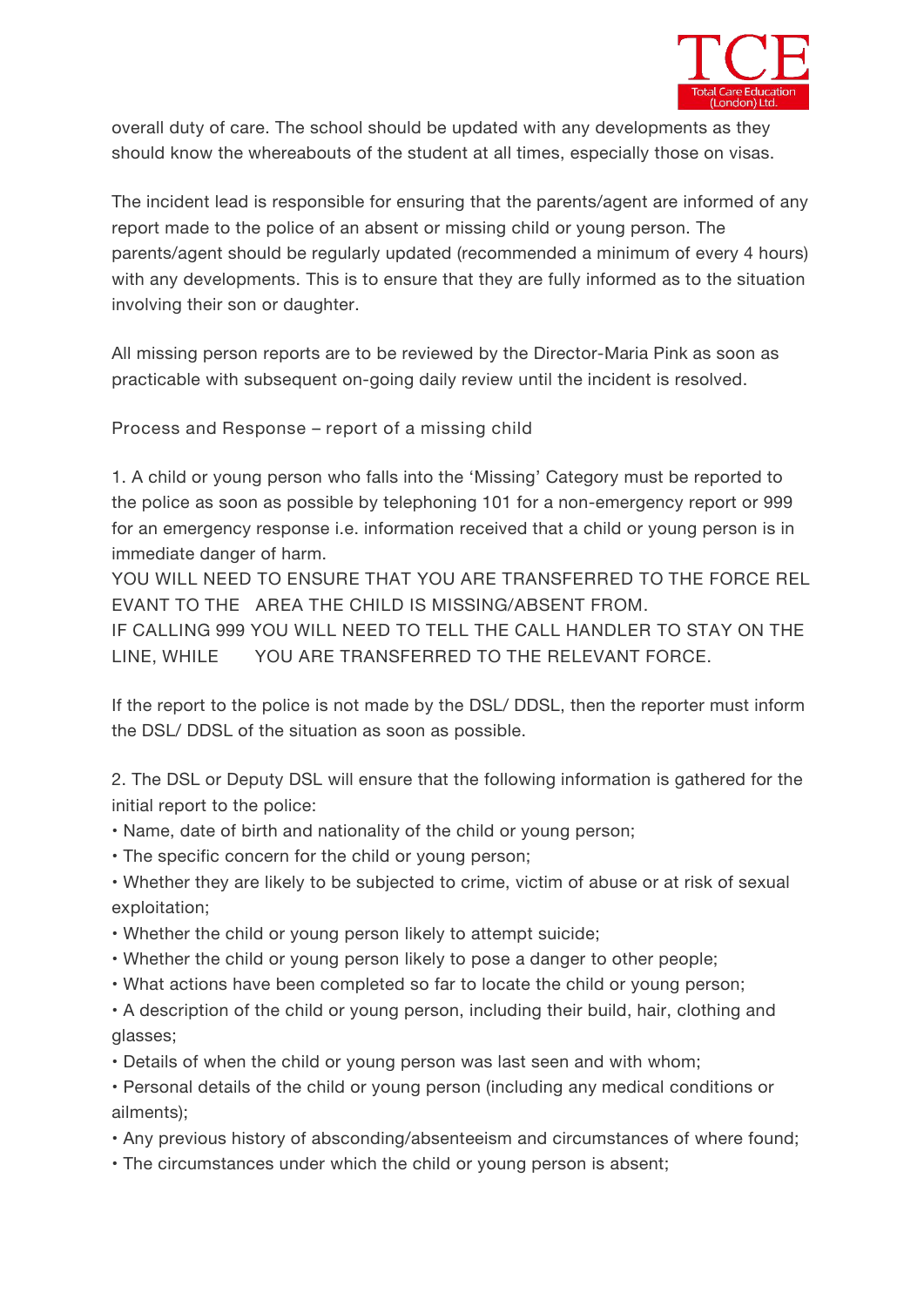overall duty of care. The school should be updated with any developments as they should know the whereabouts of the student at all times, especially those on visas.

The incident lead is responsible for ensuring that the parents/agent are informed of any report made to the police of an absent or missing child or young person. The parents/agent should be regularly updated (recommended a minimum of every 4 hours) with any developments. This is to ensure that they are fully informed as to the situation involving their son or daughter.

All missing person reports are to be reviewed by the Director-Maria Pink as soon as practicable with subsequent on-going daily review until the incident is resolved.

Process and Response – report of a missing child

1. A child or young person who falls into the 'Missing' Category must be reported to the police as soon as possible by telephoning 101 for a non-emergency report or 999 for an emergency response i.e. information received that a child or young person is in immediate danger of harm.
YOU WILL NEED TO ENSURE THAT YOU ARE TRANSFERRED TO THE FORCE RELEVANT TO THE AREA THE CHILD IS MISSING/ABSENT FROM.
IF CALLING 999 YOU WILL NEED TO TELL THE CALL HANDLER TO STAY ON THE LINE, WHILE YOU ARE TRANSFERRED TO THE RELEVANT FORCE.

If the report to the police is not made by the DSL/ DDSL, then the reporter must inform the DSL/ DDSL of the situation as soon as possible.

2. The DSL or Deputy DSL will ensure that the following information is gathered for the initial report to the police:

- Name, date of birth and nationality of the child or young person;
- The specific concern for the child or young person;
- Whether they are likely to be subjected to crime, victim of abuse or at risk of sexual exploitation;
- Whether the child or young person likely to attempt suicide;
- Whether the child or young person likely to pose a danger to other people;
- What actions have been completed so far to locate the child or young person;
- A description of the child or young person, including their build, hair, clothing and glasses;
- Details of when the child or young person was last seen and with whom;
- Personal details of the child or young person (including any medical conditions or ailments);
- Any previous history of absconding/absenteeism and circumstances of where found;
- The circumstances under which the child or young person is absent;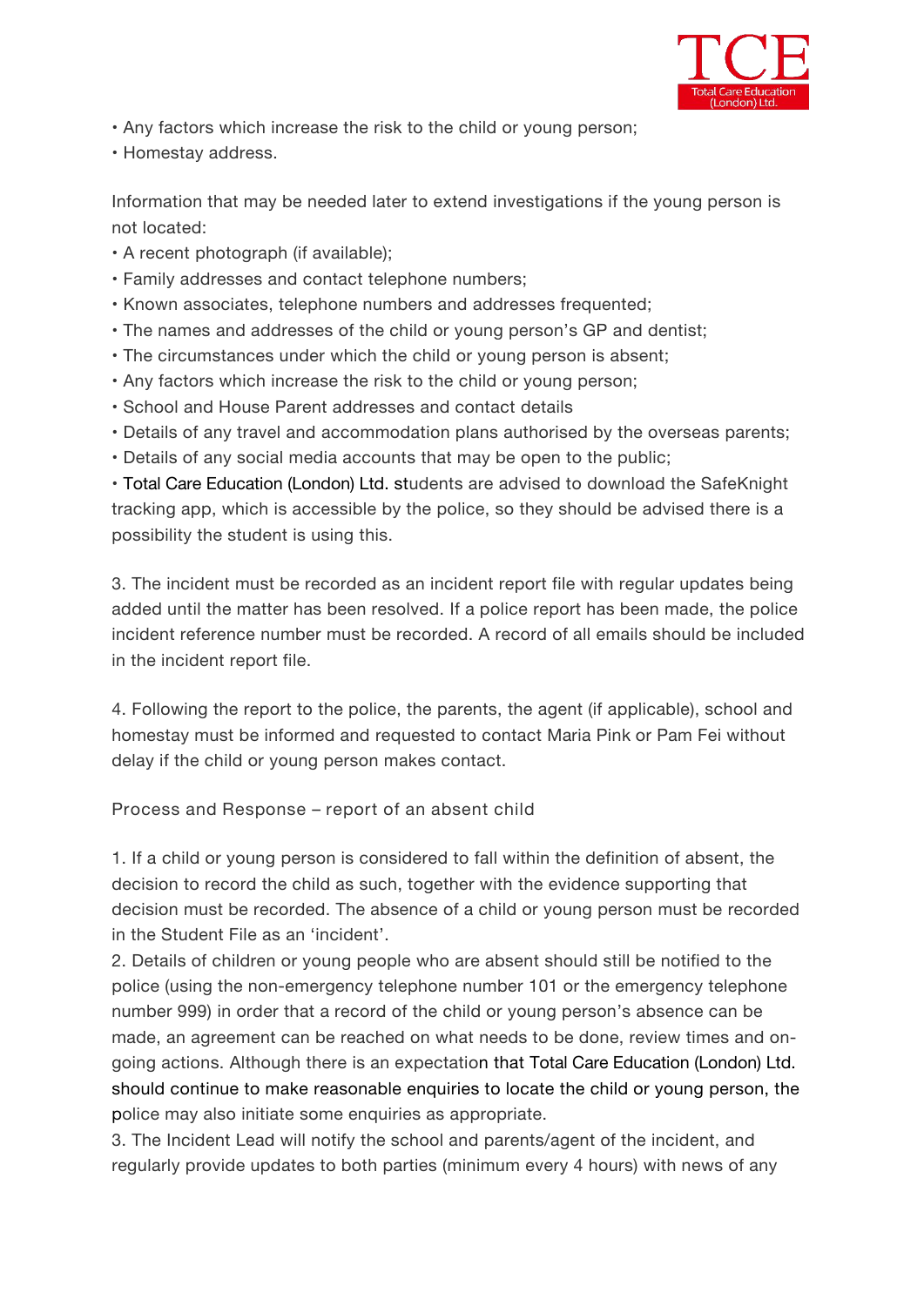- Any factors which increase the risk to the child or young person;
- Homestay address.

Information that may be needed later to extend investigations if the young person is not located:

- A recent photograph (if available);
- Family addresses and contact telephone numbers;
- Known associates, telephone numbers and addresses frequented;
- The names and addresses of the child or young person's GP and dentist;
- The circumstances under which the child or young person is absent;
- Any factors which increase the risk to the child or young person;
- School and House Parent addresses and contact details
- Details of any travel and accommodation plans authorised by the overseas parents;
- Details of any social media accounts that may be open to the public;
- Total Care Education (London) Ltd. students are advised to download the SafeKnight tracking app, which is accessible by the police, so they should be advised there is a possibility the student is using this.

3. The incident must be recorded as an incident report file with regular updates being added until the matter has been resolved. If a police report has been made, the police incident reference number must be recorded. A record of all emails should be included in the incident report file.

4. Following the report to the police, the parents, the agent (if applicable), school and homestay must be informed and requested to contact Maria Pink or Pam Fei without delay if the child or young person makes contact.

Process and Response – report of an absent child

1. If a child or young person is considered to fall within the definition of absent, the decision to record the child as such, together with the evidence supporting that decision must be recorded. The absence of a child or young person must be recorded in the Student File as an 'incident'.
2. Details of children or young people who are absent should still be notified to the police (using the non-emergency telephone number 101 or the emergency telephone number 999) in order that a record of the child or young person's absence can be made, an agreement can be reached on what needs to be done, review times and on-going actions. Although there is an expectation that Total Care Education (London) Ltd. should continue to make reasonable enquiries to locate the child or young person, the police may also initiate some enquiries as appropriate.
3. The Incident Lead will notify the school and parents/agent of the incident, and regularly provide updates to both parties (minimum every 4 hours) with news of any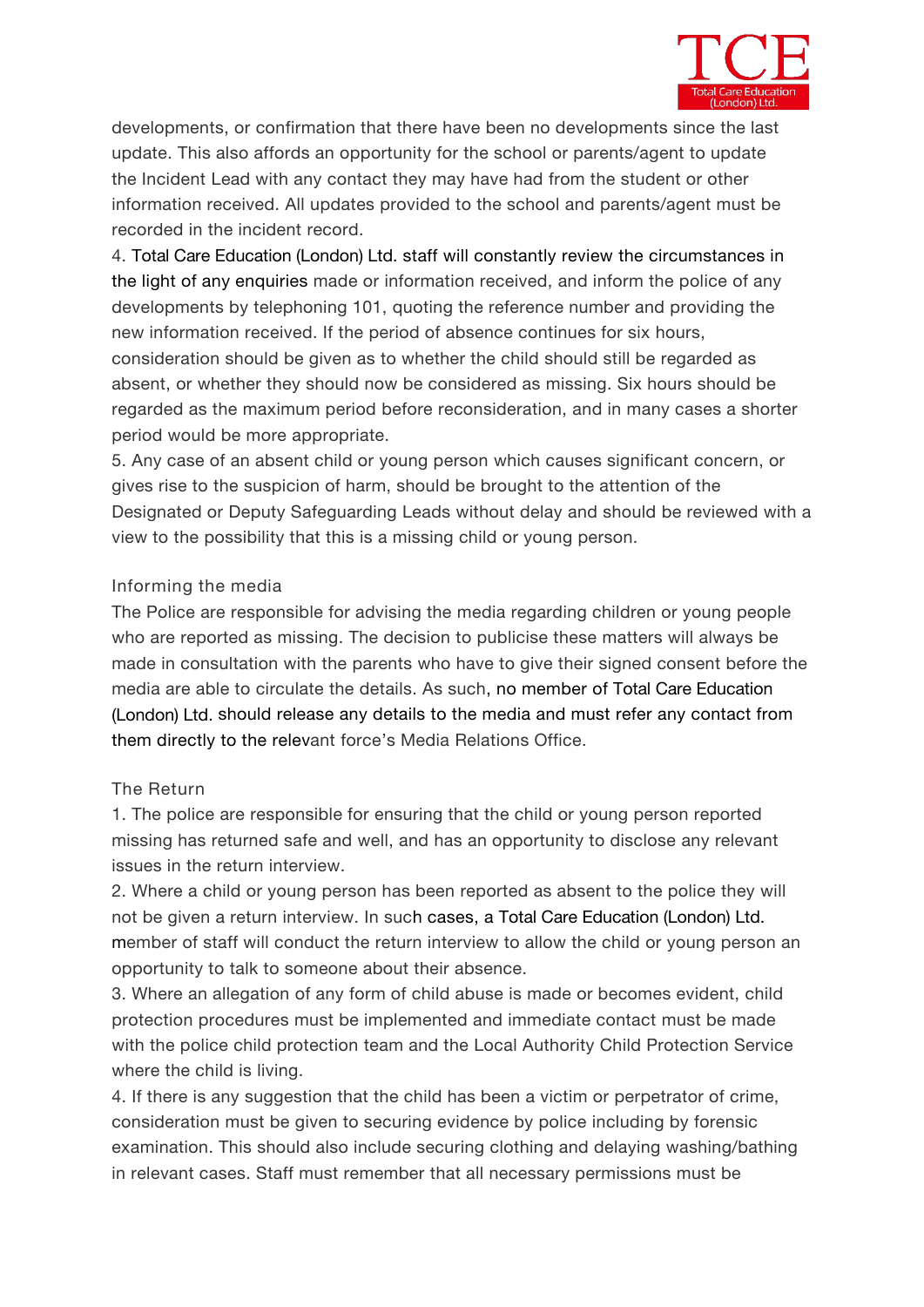developments, or confirmation that there have been no developments since the last update. This also affords an opportunity for the school or parents/agent to update the Incident Lead with any contact they may have had from the student or other information received. All updates provided to the school and parents/agent must be recorded in the incident record.

4. Total Care Education (London) Ltd. staff will constantly review the circumstances in the light of any enquiries made or information received, and inform the police of any developments by telephoning 101, quoting the reference number and providing the new information received. If the period of absence continues for six hours, consideration should be given as to whether the child should still be regarded as absent, or whether they should now be considered as missing. Six hours should be regarded as the maximum period before reconsideration, and in many cases a shorter period would be more appropriate.

5. Any case of an absent child or young person which causes significant concern, or gives rise to the suspicion of harm, should be brought to the attention of the Designated or Deputy Safeguarding Leads without delay and should be reviewed with a view to the possibility that this is a missing child or young person.

### Informing the media

The Police are responsible for advising the media regarding children or young people who are reported as missing. The decision to publicise these matters will always be made in consultation with the parents who have to give their signed consent before the media are able to circulate the details. As such, no member of Total Care Education (London) Ltd. should release any details to the media and must refer any contact from them directly to the relevant force's Media Relations Office.

### The Return

1. The police are responsible for ensuring that the child or young person reported missing has returned safe and well, and has an opportunity to disclose any relevant issues in the return interview.

2. Where a child or young person has been reported as absent to the police they will not be given a return interview. In such cases, a Total Care Education (London) Ltd. member of staff will conduct the return interview to allow the child or young person an opportunity to talk to someone about their absence.

3. Where an allegation of any form of child abuse is made or becomes evident, child protection procedures must be implemented and immediate contact must be made with the police child protection team and the Local Authority Child Protection Service where the child is living.

4. If there is any suggestion that the child has been a victim or perpetrator of crime, consideration must be given to securing evidence by police including by forensic examination. This should also include securing clothing and delaying washing/bathing in relevant cases. Staff must remember that all necessary permissions must be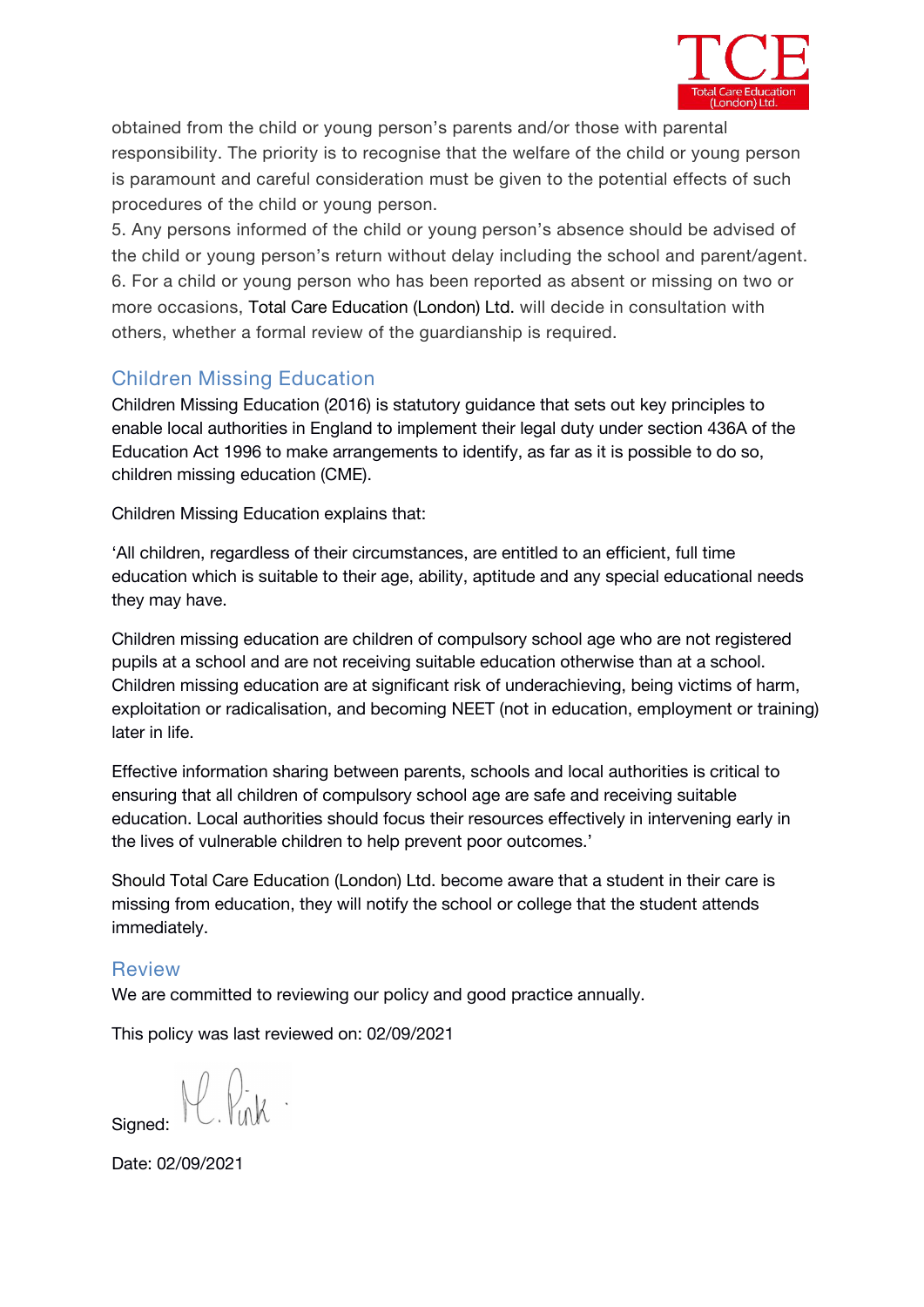obtained from the child or young person's parents and/or those with parental responsibility. The priority is to recognise that the welfare of the child or young person is paramount and careful consideration must be given to the potential effects of such procedures of the child or young person.

5. Any persons informed of the child or young person's absence should be advised of the child or young person's return without delay including the school and parent/agent.

6. For a child or young person who has been reported as absent or missing on two or more occasions, Total Care Education (London) Ltd. will decide in consultation with others, whether a formal review of the guardianship is required.

## Children Missing Education

Children Missing Education (2016) is statutory guidance that sets out key principles to enable local authorities in England to implement their legal duty under section 436A of the Education Act 1996 to make arrangements to identify, as far as it is possible to do so, children missing education (CME).

Children Missing Education explains that:

'All children, regardless of their circumstances, are entitled to an efficient, full time education which is suitable to their age, ability, aptitude and any special educational needs they may have.

Children missing education are children of compulsory school age who are not registered pupils at a school and are not receiving suitable education otherwise than at a school. Children missing education are at significant risk of underachieving, being victims of harm, exploitation or radicalisation, and becoming NEET (not in education, employment or training) later in life.

Effective information sharing between parents, schools and local authorities is critical to ensuring that all children of compulsory school age are safe and receiving suitable education. Local authorities should focus their resources effectively in intervening early in the lives of vulnerable children to help prevent poor outcomes.'

Should Total Care Education (London) Ltd. become aware that a student in their care is missing from education, they will notify the school or college that the student attends immediately.

## Review

We are committed to reviewing our policy and good practice annually.

This policy was last reviewed on: 02/09/2021

Signed: M. Pink

Date: 02/09/2021